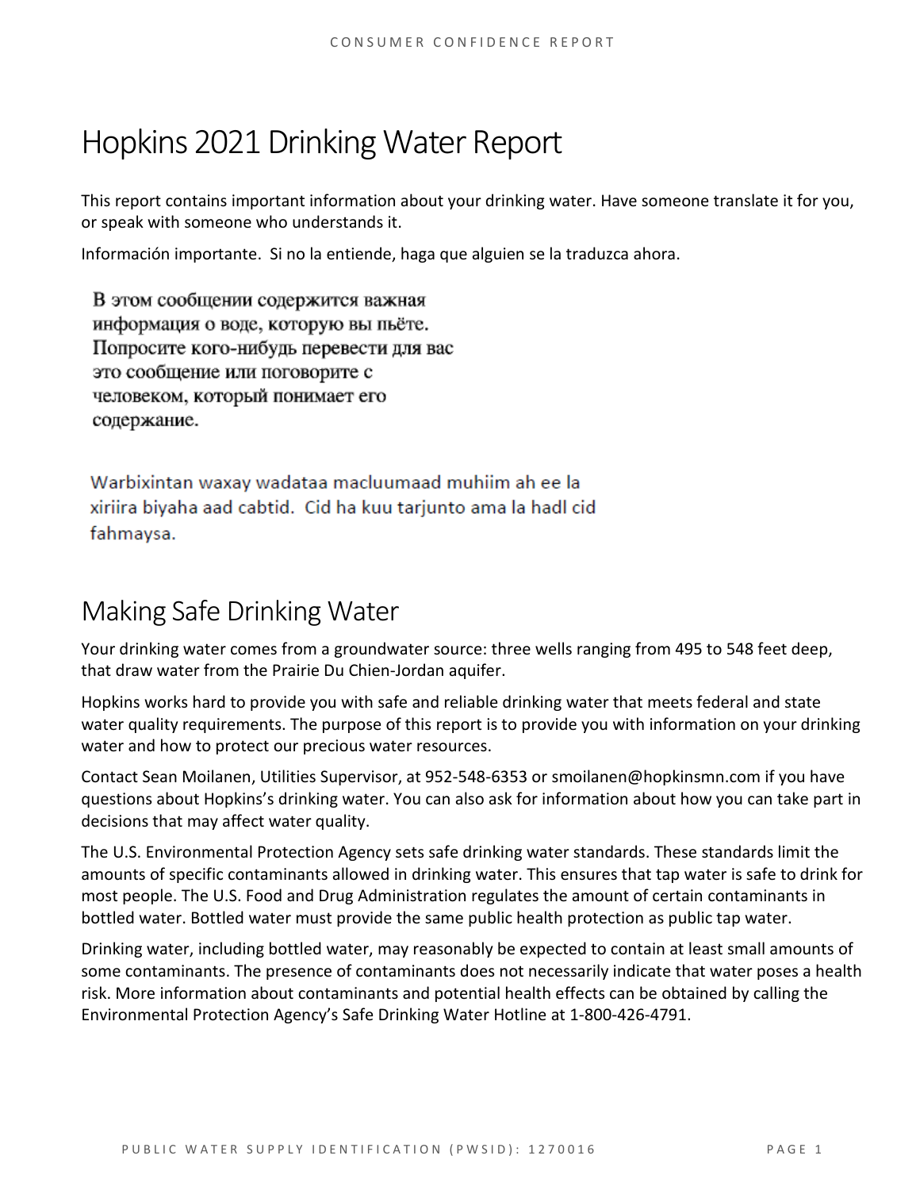# Hopkins 2021 Drinking Water Report

This report contains important information about your drinking water. Have someone translate it for you, or speak with someone who understands it.

Información importante. Si no la entiende, haga que alguien se la traduzca ahora.

В этом сообщении содержится важная информация о воде, которую вы пьёте. Попросите кого-нибудь перевести для вас это сообщение или поговорите с человеком, который понимает его содержание.

Warbixintan waxay wadataa macluumaad muhiim ah ee la xiriira biyaha aad cabtid. Cid ha kuu tarjunto ama la hadl cid fahmaysa.

## Making Safe Drinking Water

Your drinking water comes from a groundwater source: three wells ranging from 495 to 548 feet deep, that draw water from the Prairie Du Chien-Jordan aquifer.

Hopkins works hard to provide you with safe and reliable drinking water that meets federal and state water quality requirements. The purpose of this report is to provide you with information on your drinking water and how to protect our precious water resources.

Contact Sean Moilanen, Utilities Supervisor, at 952-548-6353 or smoilanen@hopkinsmn.com if you have questions about Hopkins's drinking water. You can also ask for information about how you can take part in decisions that may affect water quality.

The U.S. Environmental Protection Agency sets safe drinking water standards. These standards limit the amounts of specific contaminants allowed in drinking water. This ensures that tap water is safe to drink for most people. The U.S. Food and Drug Administration regulates the amount of certain contaminants in bottled water. Bottled water must provide the same public health protection as public tap water.

Drinking water, including bottled water, may reasonably be expected to contain at least small amounts of some contaminants. The presence of contaminants does not necessarily indicate that water poses a health risk. More information about contaminants and potential health effects can be obtained by calling the Environmental Protection Agency's Safe Drinking Water Hotline at 1-800-426-4791.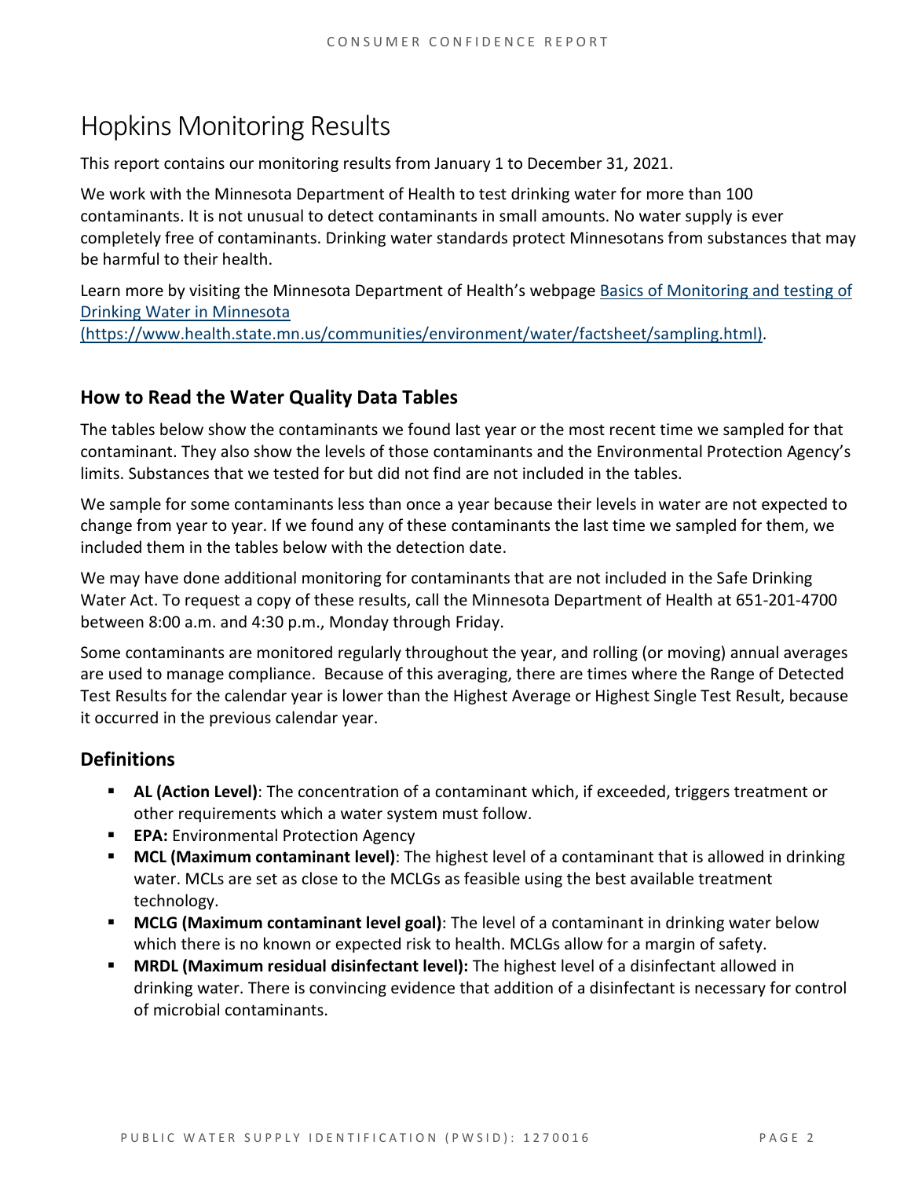# Hopkins Monitoring Results

This report contains our monitoring results from January 1 to December 31, 2021.

We work with the Minnesota Department of Health to test drinking water for more than 100 contaminants. It is not unusual to detect contaminants in small amounts. No water supply is ever completely free of contaminants. Drinking water standards protect Minnesotans from substances that may be harmful to their health.

Learn more by visiting the Minnesota Department of Health's webpage [Basics of Monitoring and testing of Drinking Water in Minnesota (https://www.health.state.mn.us/communities/environment/water/factsheet/sampling.html)](https://www.health.state.mn.us/communities/environment/water/factsheet/sampling.html).

## How to Read the Water Quality Data Tables

The tables below show the contaminants we found last year or the most recent time we sampled for that contaminant. They also show the levels of those contaminants and the Environmental Protection Agency's limits. Substances that we tested for but did not find are not included in the tables.

We sample for some contaminants less than once a year because their levels in water are not expected to change from year to year. If we found any of these contaminants the last time we sampled for them, we included them in the tables below with the detection date.

We may have done additional monitoring for contaminants that are not included in the Safe Drinking Water Act. To request a copy of these results, call the Minnesota Department of Health at 651-201-4700 between 8:00 a.m. and 4:30 p.m., Monday through Friday.

Some contaminants are monitored regularly throughout the year, and rolling (or moving) annual averages are used to manage compliance. Because of this averaging, there are times where the Range of Detected Test Results for the calendar year is lower than the Highest Average or Highest Single Test Result, because it occurred in the previous calendar year.

## Definitions

- **AL (Action Level)**: The concentration of a contaminant which, if exceeded, triggers treatment or other requirements which a water system must follow.
- **EPA:** Environmental Protection Agency
- **MCL (Maximum contaminant level)**: The highest level of a contaminant that is allowed in drinking water. MCLs are set as close to the MCLGs as feasible using the best available treatment technology.
- **MCLG (Maximum contaminant level goal)**: The level of a contaminant in drinking water below which there is no known or expected risk to health. MCLGs allow for a margin of safety.
- **MRDL (Maximum residual disinfectant level):** The highest level of a disinfectant allowed in drinking water. There is convincing evidence that addition of a disinfectant is necessary for control of microbial contaminants.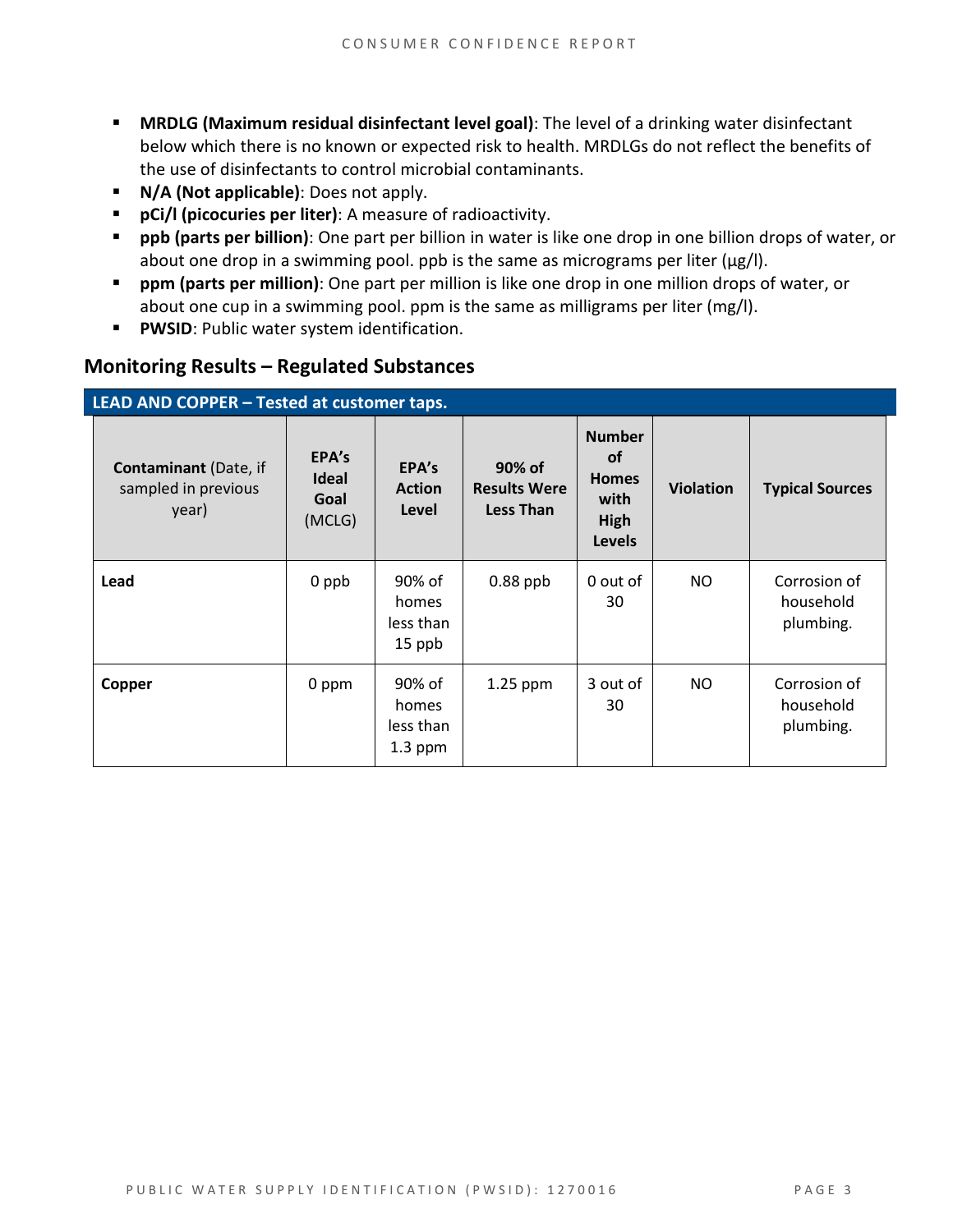- **MRDLG (Maximum residual disinfectant level goal)**: The level of a drinking water disinfectant below which there is no known or expected risk to health. MRDLGs do not reflect the benefits of the use of disinfectants to control microbial contaminants.
- **N/A (Not applicable)**: Does not apply.
- **pCi/l (picocuries per liter)**: A measure of radioactivity.
- **ppb (parts per billion)**: One part per billion in water is like one drop in one billion drops of water, or about one drop in a swimming pool. ppb is the same as micrograms per liter (μg/l).
- **ppm (parts per million)**: One part per million is like one drop in one million drops of water, or about one cup in a swimming pool. ppm is the same as milligrams per liter (mg/l).
- **PWSID**: Public water system identification.

## Monitoring Results – Regulated Substances

**LEAD AND COPPER – Tested at customer taps.**

| **Contaminant** (Date, if sampled in previous year) | **EPA's Ideal Goal** (MCLG) | **EPA's Action Level** | **90% of Results Were Less Than** | **Number of Homes with High Levels** | **Violation** | **Typical Sources** |
|---|---|---|---|---|---|---|
| **Lead** | 0 ppb | 90% of homes less than 15 ppb | 0.88 ppb | 0 out of 30 | NO | Corrosion of household plumbing. |
| **Copper** | 0 ppm | 90% of homes less than 1.3 ppm | 1.25 ppm | 3 out of 30 | NO | Corrosion of household plumbing. |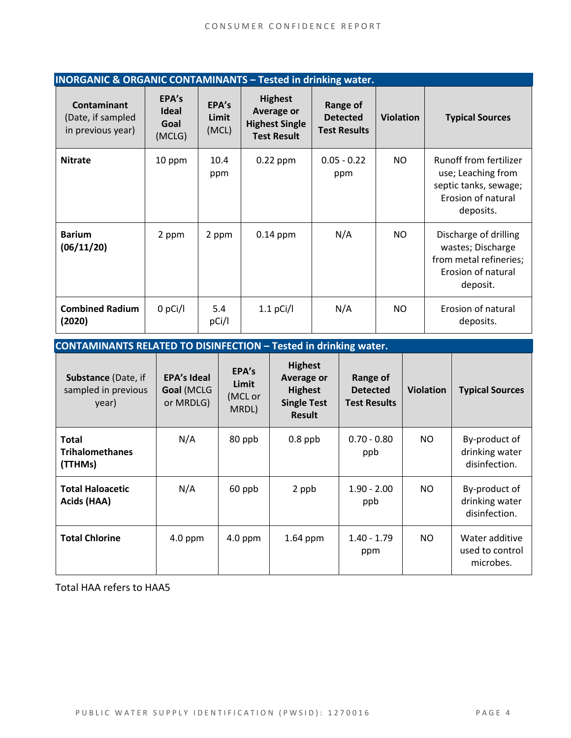| INORGANIC & ORGANIC CONTAMINANTS – Tested in drinking water. | | | | | | |
|---|---|---|---|---|---|---|
| **Contaminant** (Date, if sampled in previous year) | **EPA's Ideal Goal** (MCLG) | **EPA's Limit** (MCL) | **Highest Average or Highest Single Test Result** | **Range of Detected Test Results** | **Violation** | **Typical Sources** |
| **Nitrate** | 10 ppm | 10.4 ppm | 0.22 ppm | 0.05 - 0.22 ppm | NO | Runoff from fertilizer use; Leaching from septic tanks, sewage; Erosion of natural deposits. |
| **Barium (06/11/20)** | 2 ppm | 2 ppm | 0.14 ppm | N/A | NO | Discharge of drilling wastes; Discharge from metal refineries; Erosion of natural deposit. |
| **Combined Radium (2020)** | 0 pCi/l | 5.4 pCi/l | 1.1 pCi/l | N/A | NO | Erosion of natural deposits. |

| CONTAMINANTS RELATED TO DISINFECTION – Tested in drinking water. | | | | | | |
|---|---|---|---|---|---|---|
| **Substance** (Date, if sampled in previous year) | **EPA's Ideal Goal** (MCLG or MRDLG) | **EPA's Limit** (MCL or MRDL) | **Highest Average or Highest Single Test Result** | **Range of Detected Test Results** | **Violation** | **Typical Sources** |
| **Total Trihalomethanes (TTHMs)** | N/A | 80 ppb | 0.8 ppb | 0.70 - 0.80 ppb | NO | By-product of drinking water disinfection. |
| **Total Haloacetic Acids (HAA)** | N/A | 60 ppb | 2 ppb | 1.90 - 2.00 ppb | NO | By-product of drinking water disinfection. |
| **Total Chlorine** | 4.0 ppm | 4.0 ppm | 1.64 ppm | 1.40 - 1.79 ppm | NO | Water additive used to control microbes. |

Total HAA refers to HAA5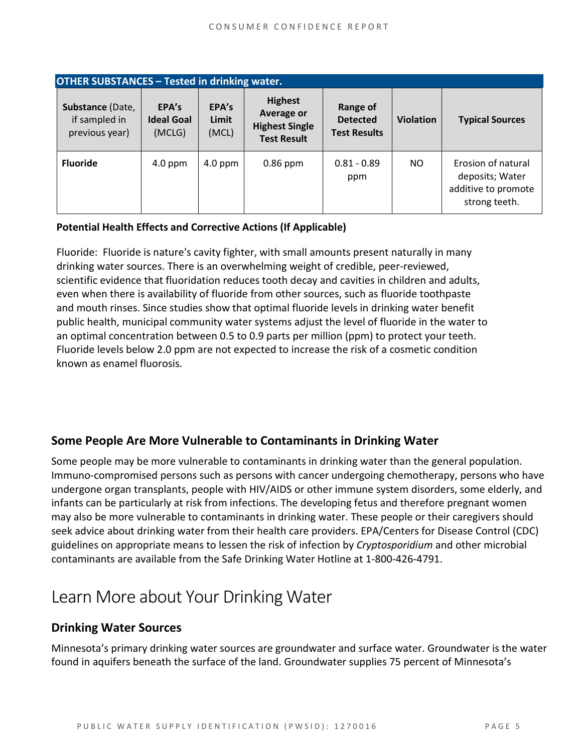| OTHER SUBSTANCES – Tested in drinking water. | | | | | | |
|---|---|---|---|---|---|---|
| **Substance** (Date, if sampled in previous year) | **EPA's Ideal Goal** (MCLG) | **EPA's Limit** (MCL) | **Highest Average or Highest Single Test Result** | **Range of Detected Test Results** | **Violation** | **Typical Sources** |
| **Fluoride** | 4.0 ppm | 4.0 ppm | 0.86 ppm | 0.81 - 0.89 ppm | NO | Erosion of natural deposits; Water additive to promote strong teeth. |

**Potential Health Effects and Corrective Actions (If Applicable)**

Fluoride: Fluoride is nature's cavity fighter, with small amounts present naturally in many drinking water sources. There is an overwhelming weight of credible, peer-reviewed, scientific evidence that fluoridation reduces tooth decay and cavities in children and adults, even when there is availability of fluoride from other sources, such as fluoride toothpaste and mouth rinses. Since studies show that optimal fluoride levels in drinking water benefit public health, municipal community water systems adjust the level of fluoride in the water to an optimal concentration between 0.5 to 0.9 parts per million (ppm) to protect your teeth. Fluoride levels below 2.0 ppm are not expected to increase the risk of a cosmetic condition known as enamel fluorosis.

### Some People Are More Vulnerable to Contaminants in Drinking Water

Some people may be more vulnerable to contaminants in drinking water than the general population. Immuno-compromised persons such as persons with cancer undergoing chemotherapy, persons who have undergone organ transplants, people with HIV/AIDS or other immune system disorders, some elderly, and infants can be particularly at risk from infections. The developing fetus and therefore pregnant women may also be more vulnerable to contaminants in drinking water. These people or their caregivers should seek advice about drinking water from their health care providers. EPA/Centers for Disease Control (CDC) guidelines on appropriate means to lessen the risk of infection by *Cryptosporidium* and other microbial contaminants are available from the Safe Drinking Water Hotline at 1-800-426-4791.

## Learn More about Your Drinking Water

### Drinking Water Sources

Minnesota's primary drinking water sources are groundwater and surface water. Groundwater is the water found in aquifers beneath the surface of the land. Groundwater supplies 75 percent of Minnesota's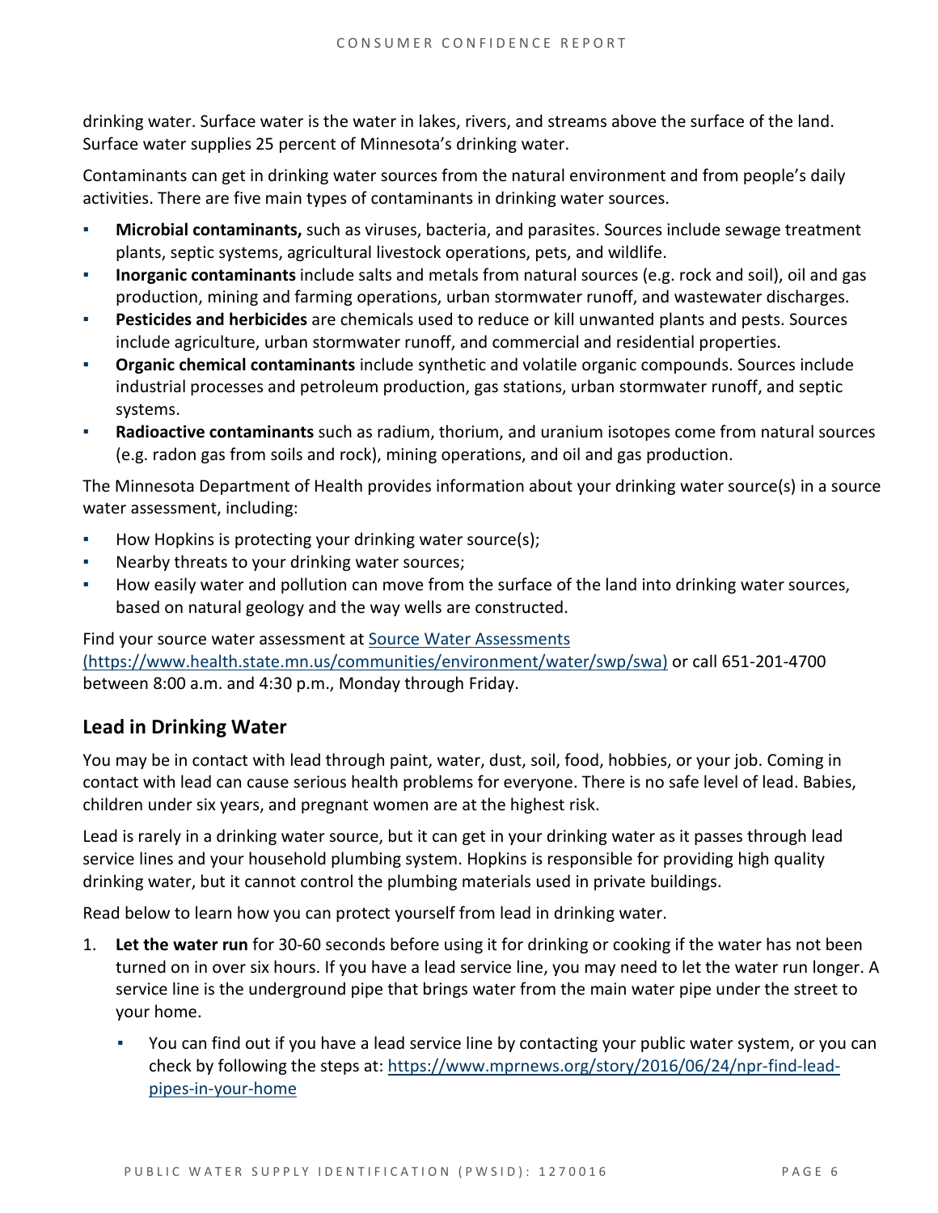drinking water. Surface water is the water in lakes, rivers, and streams above the surface of the land. Surface water supplies 25 percent of Minnesota's drinking water.

Contaminants can get in drinking water sources from the natural environment and from people's daily activities. There are five main types of contaminants in drinking water sources.

- **Microbial contaminants,** such as viruses, bacteria, and parasites. Sources include sewage treatment plants, septic systems, agricultural livestock operations, pets, and wildlife.
- **Inorganic contaminants** include salts and metals from natural sources (e.g. rock and soil), oil and gas production, mining and farming operations, urban stormwater runoff, and wastewater discharges.
- **Pesticides and herbicides** are chemicals used to reduce or kill unwanted plants and pests. Sources include agriculture, urban stormwater runoff, and commercial and residential properties.
- **Organic chemical contaminants** include synthetic and volatile organic compounds. Sources include industrial processes and petroleum production, gas stations, urban stormwater runoff, and septic systems.
- **Radioactive contaminants** such as radium, thorium, and uranium isotopes come from natural sources (e.g. radon gas from soils and rock), mining operations, and oil and gas production.

The Minnesota Department of Health provides information about your drinking water source(s) in a source water assessment, including:

- How Hopkins is protecting your drinking water source(s);
- Nearby threats to your drinking water sources;
- How easily water and pollution can move from the surface of the land into drinking water sources, based on natural geology and the way wells are constructed.

Find your source water assessment at [Source Water Assessments (https://www.health.state.mn.us/communities/environment/water/swp/swa)](https://www.health.state.mn.us/communities/environment/water/swp/swa) or call 651-201-4700 between 8:00 a.m. and 4:30 p.m., Monday through Friday.

## Lead in Drinking Water

You may be in contact with lead through paint, water, dust, soil, food, hobbies, or your job. Coming in contact with lead can cause serious health problems for everyone. There is no safe level of lead. Babies, children under six years, and pregnant women are at the highest risk.

Lead is rarely in a drinking water source, but it can get in your drinking water as it passes through lead service lines and your household plumbing system. Hopkins is responsible for providing high quality drinking water, but it cannot control the plumbing materials used in private buildings.

Read below to learn how you can protect yourself from lead in drinking water.

1. **Let the water run** for 30-60 seconds before using it for drinking or cooking if the water has not been turned on in over six hours. If you have a lead service line, you may need to let the water run longer. A service line is the underground pipe that brings water from the main water pipe under the street to your home.
   - You can find out if you have a lead service line by contacting your public water system, or you can check by following the steps at: [https://www.mprnews.org/story/2016/06/24/npr-find-lead-pipes-in-your-home](https://www.mprnews.org/story/2016/06/24/npr-find-lead-pipes-in-your-home)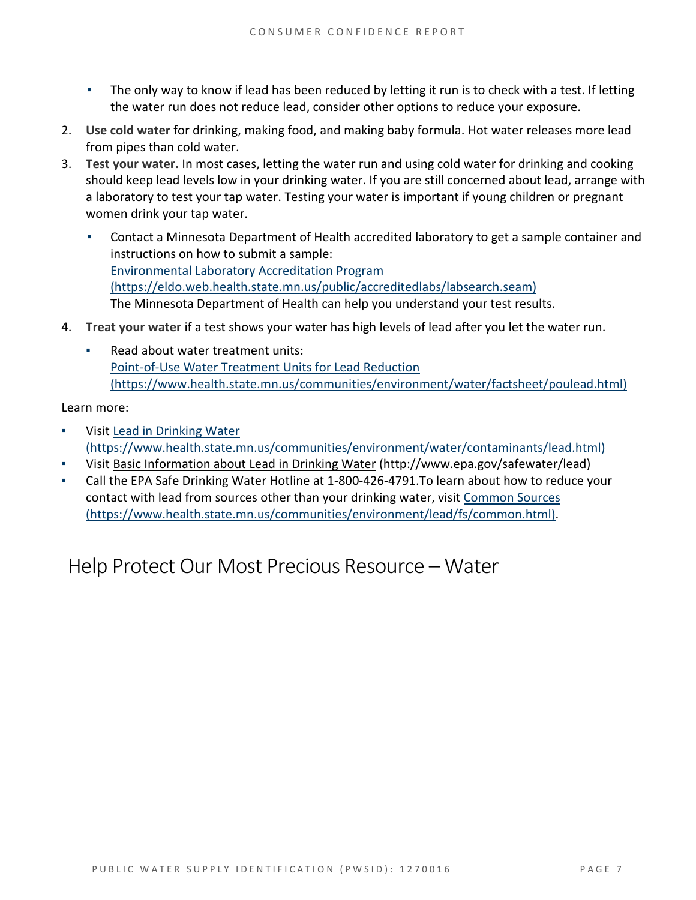- The only way to know if lead has been reduced by letting it run is to check with a test. If letting the water run does not reduce lead, consider other options to reduce your exposure.

2. **Use cold water** for drinking, making food, and making baby formula. Hot water releases more lead from pipes than cold water.
3. **Test your water.** In most cases, letting the water run and using cold water for drinking and cooking should keep lead levels low in your drinking water. If you are still concerned about lead, arrange with a laboratory to test your tap water. Testing your water is important if young children or pregnant women drink your tap water.
   - Contact a Minnesota Department of Health accredited laboratory to get a sample container and instructions on how to submit a sample: [Environmental Laboratory Accreditation Program (https://eldo.web.health.state.mn.us/public/accreditedlabs/labsearch.seam)](https://eldo.web.health.state.mn.us/public/accreditedlabs/labsearch.seam) The Minnesota Department of Health can help you understand your test results.
4. **Treat your water** if a test shows your water has high levels of lead after you let the water run.
   - Read about water treatment units: [Point-of-Use Water Treatment Units for Lead Reduction (https://www.health.state.mn.us/communities/environment/water/factsheet/poulead.html)](https://www.health.state.mn.us/communities/environment/water/factsheet/poulead.html)

Learn more:

- Visit [Lead in Drinking Water (https://www.health.state.mn.us/communities/environment/water/contaminants/lead.html)](https://www.health.state.mn.us/communities/environment/water/contaminants/lead.html)
- Visit Basic Information about Lead in Drinking Water (http://www.epa.gov/safewater/lead)
- Call the EPA Safe Drinking Water Hotline at 1-800-426-4791.To learn about how to reduce your contact with lead from sources other than your drinking water, visit [Common Sources (https://www.health.state.mn.us/communities/environment/lead/fs/common.html)](https://www.health.state.mn.us/communities/environment/lead/fs/common.html).

# Help Protect Our Most Precious Resource – Water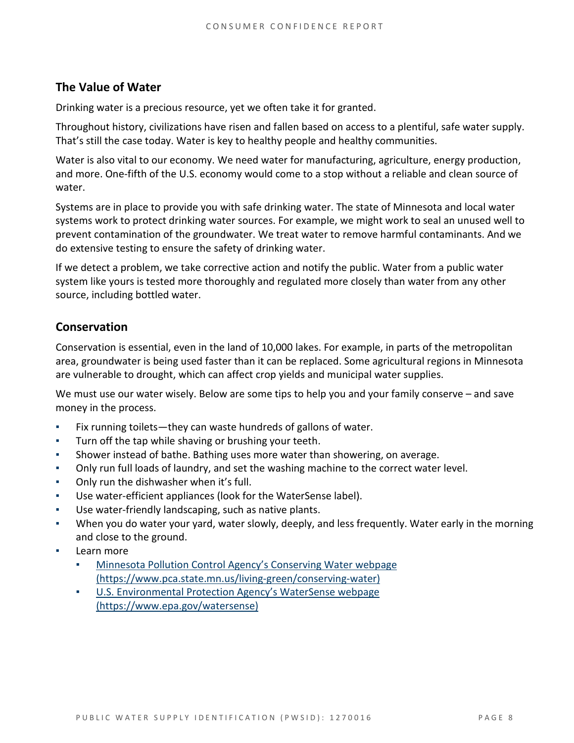## The Value of Water

Drinking water is a precious resource, yet we often take it for granted.

Throughout history, civilizations have risen and fallen based on access to a plentiful, safe water supply. That's still the case today. Water is key to healthy people and healthy communities.

Water is also vital to our economy. We need water for manufacturing, agriculture, energy production, and more. One-fifth of the U.S. economy would come to a stop without a reliable and clean source of water.

Systems are in place to provide you with safe drinking water. The state of Minnesota and local water systems work to protect drinking water sources. For example, we might work to seal an unused well to prevent contamination of the groundwater. We treat water to remove harmful contaminants. And we do extensive testing to ensure the safety of drinking water.

If we detect a problem, we take corrective action and notify the public. Water from a public water system like yours is tested more thoroughly and regulated more closely than water from any other source, including bottled water.

## Conservation

Conservation is essential, even in the land of 10,000 lakes. For example, in parts of the metropolitan area, groundwater is being used faster than it can be replaced. Some agricultural regions in Minnesota are vulnerable to drought, which can affect crop yields and municipal water supplies.

We must use our water wisely. Below are some tips to help you and your family conserve – and save money in the process.

- Fix running toilets—they can waste hundreds of gallons of water.
- Turn off the tap while shaving or brushing your teeth.
- Shower instead of bathe. Bathing uses more water than showering, on average.
- Only run full loads of laundry, and set the washing machine to the correct water level.
- Only run the dishwasher when it's full.
- Use water-efficient appliances (look for the WaterSense label).
- Use water-friendly landscaping, such as native plants.
- When you do water your yard, water slowly, deeply, and less frequently. Water early in the morning and close to the ground.
- Learn more
  - [Minnesota Pollution Control Agency's Conserving Water webpage (https://www.pca.state.mn.us/living-green/conserving-water)](https://www.pca.state.mn.us/living-green/conserving-water)
  - [U.S. Environmental Protection Agency's WaterSense webpage (https://www.epa.gov/watersense)](https://www.epa.gov/watersense)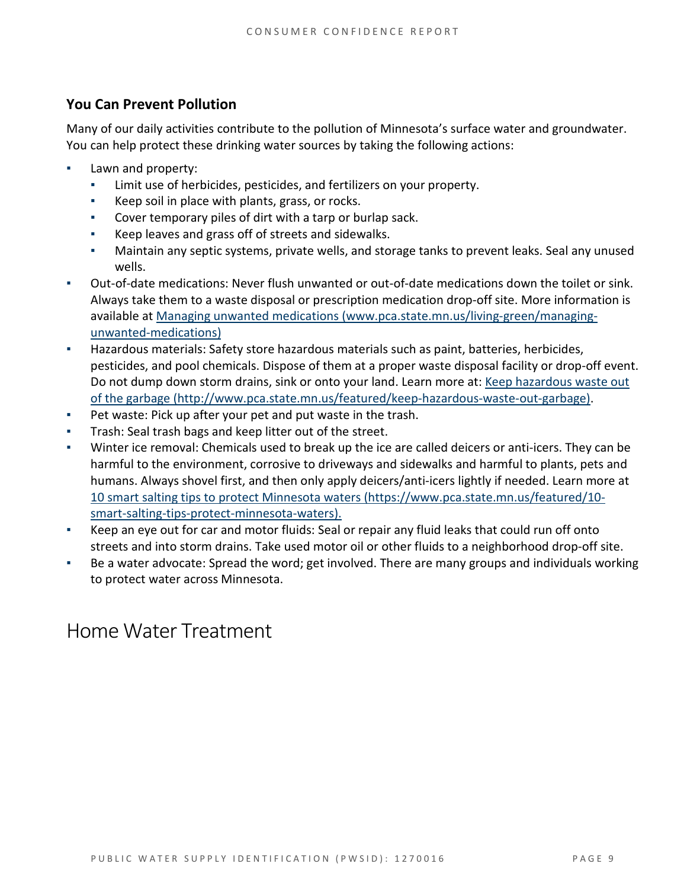### You Can Prevent Pollution

Many of our daily activities contribute to the pollution of Minnesota's surface water and groundwater. You can help protect these drinking water sources by taking the following actions:

- Lawn and property:
  - Limit use of herbicides, pesticides, and fertilizers on your property.
  - Keep soil in place with plants, grass, or rocks.
  - Cover temporary piles of dirt with a tarp or burlap sack.
  - Keep leaves and grass off of streets and sidewalks.
  - Maintain any septic systems, private wells, and storage tanks to prevent leaks. Seal any unused wells.
- Out-of-date medications: Never flush unwanted or out-of-date medications down the toilet or sink. Always take them to a waste disposal or prescription medication drop-off site. More information is available at [Managing unwanted medications (www.pca.state.mn.us/living-green/managing-unwanted-medications)](www.pca.state.mn.us/living-green/managing-unwanted-medications)
- Hazardous materials: Safety store hazardous materials such as paint, batteries, herbicides, pesticides, and pool chemicals. Dispose of them at a proper waste disposal facility or drop-off event. Do not dump down storm drains, sink or onto your land. Learn more at: [Keep hazardous waste out of the garbage (http://www.pca.state.mn.us/featured/keep-hazardous-waste-out-garbage)](http://www.pca.state.mn.us/featured/keep-hazardous-waste-out-garbage).
- Pet waste: Pick up after your pet and put waste in the trash.
- Trash: Seal trash bags and keep litter out of the street.
- Winter ice removal: Chemicals used to break up the ice are called deicers or anti-icers. They can be harmful to the environment, corrosive to driveways and sidewalks and harmful to plants, pets and humans. Always shovel first, and then only apply deicers/anti-icers lightly if needed. Learn more at [10 smart salting tips to protect Minnesota waters (https://www.pca.state.mn.us/featured/10-smart-salting-tips-protect-minnesota-waters).](https://www.pca.state.mn.us/featured/10-smart-salting-tips-protect-minnesota-waters)
- Keep an eye out for car and motor fluids: Seal or repair any fluid leaks that could run off onto streets and into storm drains. Take used motor oil or other fluids to a neighborhood drop-off site.
- Be a water advocate: Spread the word; get involved. There are many groups and individuals working to protect water across Minnesota.

## Home Water Treatment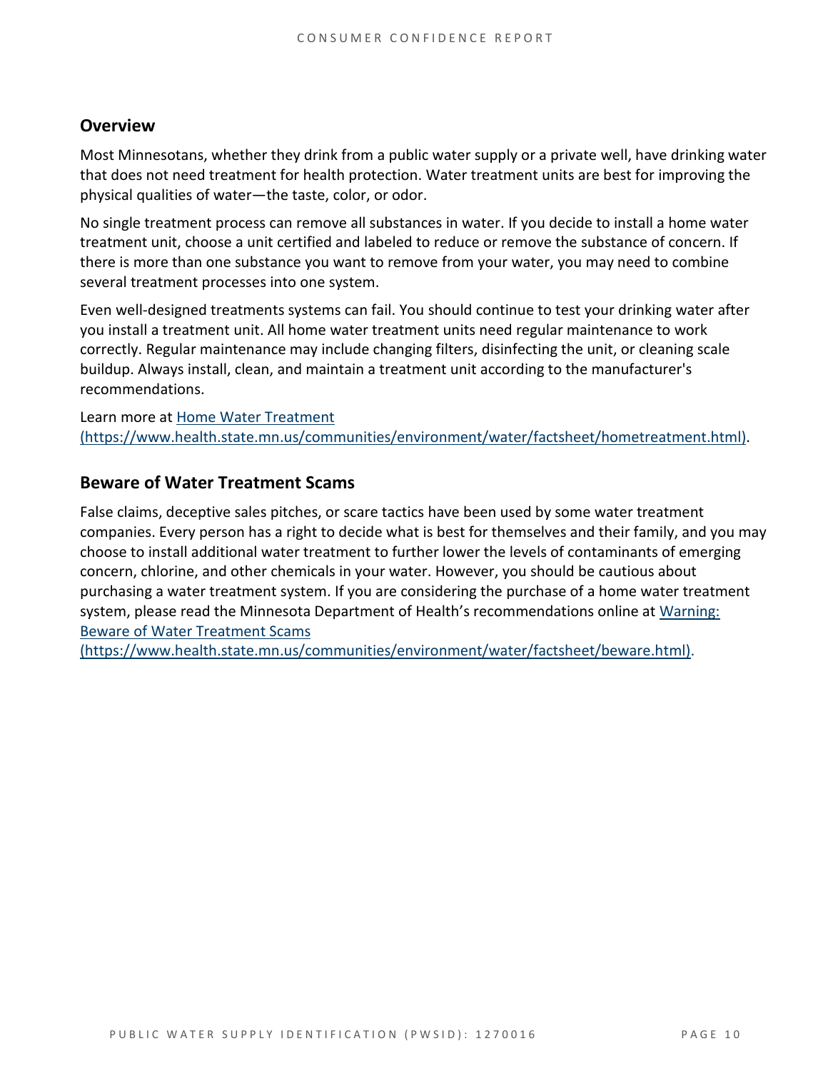## Overview

Most Minnesotans, whether they drink from a public water supply or a private well, have drinking water that does not need treatment for health protection. Water treatment units are best for improving the physical qualities of water—the taste, color, or odor.

No single treatment process can remove all substances in water. If you decide to install a home water treatment unit, choose a unit certified and labeled to reduce or remove the substance of concern. If there is more than one substance you want to remove from your water, you may need to combine several treatment processes into one system.

Even well-designed treatments systems can fail. You should continue to test your drinking water after you install a treatment unit. All home water treatment units need regular maintenance to work correctly. Regular maintenance may include changing filters, disinfecting the unit, or cleaning scale buildup. Always install, clean, and maintain a treatment unit according to the manufacturer's recommendations.

Learn more at [Home Water Treatment (https://www.health.state.mn.us/communities/environment/water/factsheet/hometreatment.html)](https://www.health.state.mn.us/communities/environment/water/factsheet/hometreatment.html).

## Beware of Water Treatment Scams

False claims, deceptive sales pitches, or scare tactics have been used by some water treatment companies. Every person has a right to decide what is best for themselves and their family, and you may choose to install additional water treatment to further lower the levels of contaminants of emerging concern, chlorine, and other chemicals in your water. However, you should be cautious about purchasing a water treatment system. If you are considering the purchase of a home water treatment system, please read the Minnesota Department of Health's recommendations online at [Warning: Beware of Water Treatment Scams (https://www.health.state.mn.us/communities/environment/water/factsheet/beware.html)](https://www.health.state.mn.us/communities/environment/water/factsheet/beware.html).